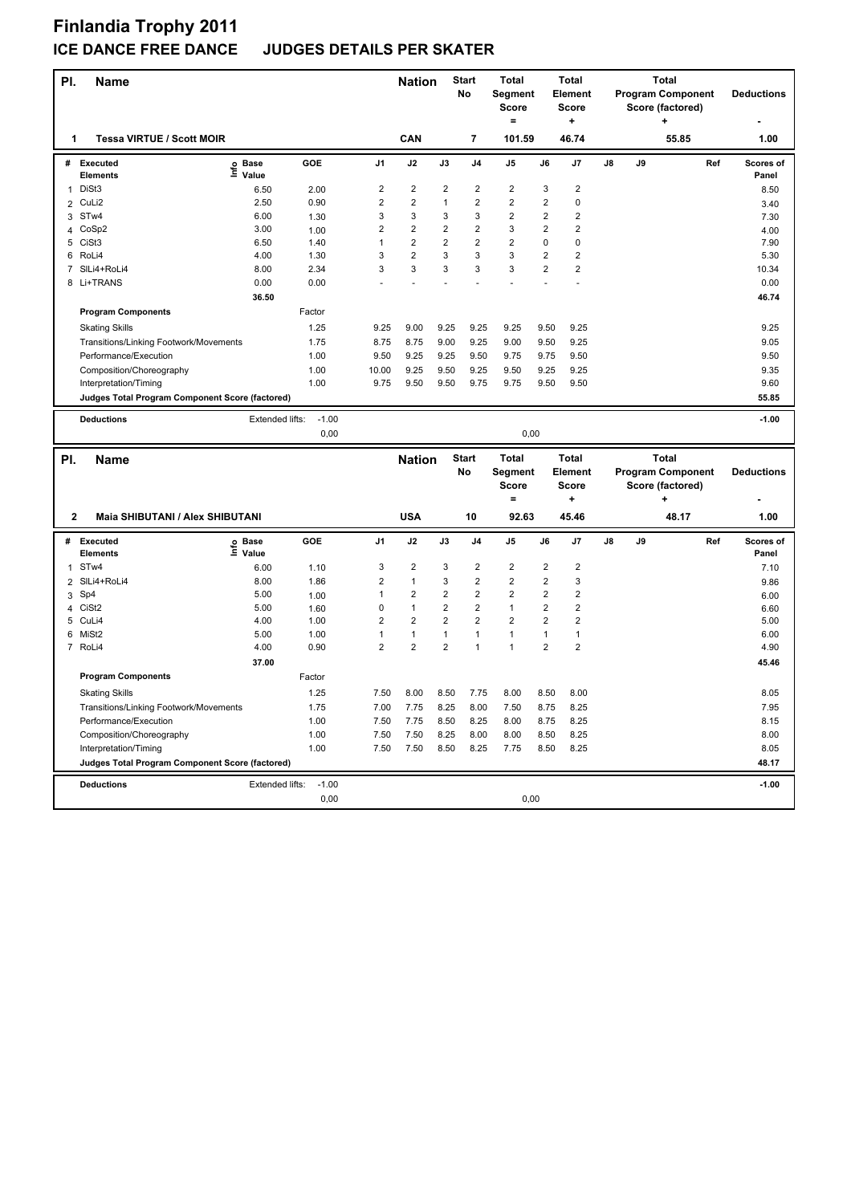# Finlandia Trophy 2011

## ICE DANCE FREE DANCE JUDGES DETAILS PER SKATER

| Pl. | Name | Nation | Start No | Total Segment Score = | Total Element Score + | Total Program Component Score (factored) + | Deductions - |
|---|---|---|---|---|---|---|---|
| 1 | Tessa VIRTUE / Scott MOIR | CAN | 7 | 101.59 | 46.74 | 55.85 | 1.00 |

| # | Executed Elements | Info | Base Value | GOE | J1 | J2 | J3 | J4 | J5 | J6 | J7 | J8 | J9 | Ref | Scores of Panel |
|---|---|---|---|---|---|---|---|---|---|---|---|---|---|---|---|
| 1 | DiSt3 | | 6.50 | 2.00 | 2 | 2 | 2 | 2 | 2 | 3 | 2 | | | | 8.50 |
| 2 | CuLi2 | | 2.50 | 0.90 | 2 | 2 | 1 | 2 | 2 | 2 | 0 | | | | 3.40 |
| 3 | STw4 | | 6.00 | 1.30 | 3 | 3 | 3 | 3 | 2 | 2 | 2 | | | | 7.30 |
| 4 | CoSp2 | | 3.00 | 1.00 | 2 | 2 | 2 | 2 | 3 | 2 | 2 | | | | 4.00 |
| 5 | CiSt3 | | 6.50 | 1.40 | 1 | 2 | 2 | 2 | 2 | 0 | 0 | | | | 7.90 |
| 6 | RoLi4 | | 4.00 | 1.30 | 3 | 2 | 3 | 3 | 3 | 2 | 2 | | | | 5.30 |
| 7 | SlLi4+RoLi4 | | 8.00 | 2.34 | 3 | 3 | 3 | 3 | 3 | 2 | 2 | | | | 10.34 |
| 8 | Li+TRANS | | 0.00 | 0.00 | - | - | - | - | - | - | - | | | | 0.00 |
| | | | 36.50 | | | | | | | | | | | | 46.74 |

| Program Components | Factor | J1 | J2 | J3 | J4 | J5 | J6 | J7 | J8 | J9 | Scores of Panel |
|---|---|---|---|---|---|---|---|---|---|---|---|
| Skating Skills | 1.25 | 9.25 | 9.00 | 9.25 | 9.25 | 9.25 | 9.50 | 9.25 | | | 9.25 |
| Transitions/Linking Footwork/Movements | 1.75 | 8.75 | 8.75 | 9.00 | 9.25 | 9.00 | 9.50 | 9.25 | | | 9.05 |
| Performance/Execution | 1.00 | 9.50 | 9.25 | 9.25 | 9.50 | 9.75 | 9.75 | 9.50 | | | 9.50 |
| Composition/Choreography | 1.00 | 10.00 | 9.25 | 9.50 | 9.25 | 9.50 | 9.25 | 9.25 | | | 9.35 |
| Interpretation/Timing | 1.00 | 9.75 | 9.50 | 9.50 | 9.75 | 9.75 | 9.50 | 9.50 | | | 9.60 |
| Judges Total Program Component Score (factored) | | | | | | | | | | | 55.85 |

| Deductions | | |
|---|---|---|
| Extended lifts: | -1.00 | -1.00 |
| | 0,00 | 0,00 |

| Pl. | Name | Nation | Start No | Total Segment Score = | Total Element Score + | Total Program Component Score (factored) + | Deductions - |
|---|---|---|---|---|---|---|---|
| 2 | Maia SHIBUTANI / Alex SHIBUTANI | USA | 10 | 92.63 | 45.46 | 48.17 | 1.00 |

| # | Executed Elements | Info | Base Value | GOE | J1 | J2 | J3 | J4 | J5 | J6 | J7 | J8 | J9 | Ref | Scores of Panel |
|---|---|---|---|---|---|---|---|---|---|---|---|---|---|---|---|
| 1 | STw4 | | 6.00 | 1.10 | 3 | 2 | 3 | 2 | 2 | 2 | 2 | | | | 7.10 |
| 2 | SlLi4+RoLi4 | | 8.00 | 1.86 | 2 | 1 | 3 | 2 | 2 | 2 | 3 | | | | 9.86 |
| 3 | Sp4 | | 5.00 | 1.00 | 1 | 2 | 2 | 2 | 2 | 2 | 2 | | | | 6.00 |
| 4 | CiSt2 | | 5.00 | 1.60 | 0 | 1 | 2 | 2 | 1 | 2 | 2 | | | | 6.60 |
| 5 | CuLi4 | | 4.00 | 1.00 | 2 | 2 | 2 | 2 | 2 | 2 | 2 | | | | 5.00 |
| 6 | MiSt2 | | 5.00 | 1.00 | 1 | 1 | 1 | 1 | 1 | 1 | 1 | | | | 6.00 |
| 7 | RoLi4 | | 4.00 | 0.90 | 2 | 2 | 2 | 1 | 1 | 2 | 2 | | | | 4.90 |
| | | | 37.00 | | | | | | | | | | | | 45.46 |

| Program Components | Factor | J1 | J2 | J3 | J4 | J5 | J6 | J7 | J8 | J9 | Scores of Panel |
|---|---|---|---|---|---|---|---|---|---|---|---|
| Skating Skills | 1.25 | 7.50 | 8.00 | 8.50 | 7.75 | 8.00 | 8.50 | 8.00 | | | 8.05 |
| Transitions/Linking Footwork/Movements | 1.75 | 7.00 | 7.75 | 8.25 | 8.00 | 7.50 | 8.75 | 8.25 | | | 7.95 |
| Performance/Execution | 1.00 | 7.50 | 7.75 | 8.50 | 8.25 | 8.00 | 8.75 | 8.25 | | | 8.15 |
| Composition/Choreography | 1.00 | 7.50 | 7.50 | 8.25 | 8.00 | 8.00 | 8.50 | 8.25 | | | 8.00 |
| Interpretation/Timing | 1.00 | 7.50 | 7.50 | 8.50 | 8.25 | 7.75 | 8.50 | 8.25 | | | 8.05 |
| Judges Total Program Component Score (factored) | | | | | | | | | | | 48.17 |

| Deductions | | |
|---|---|---|
| Extended lifts: | -1.00 | -1.00 |
| | 0,00 | 0,00 |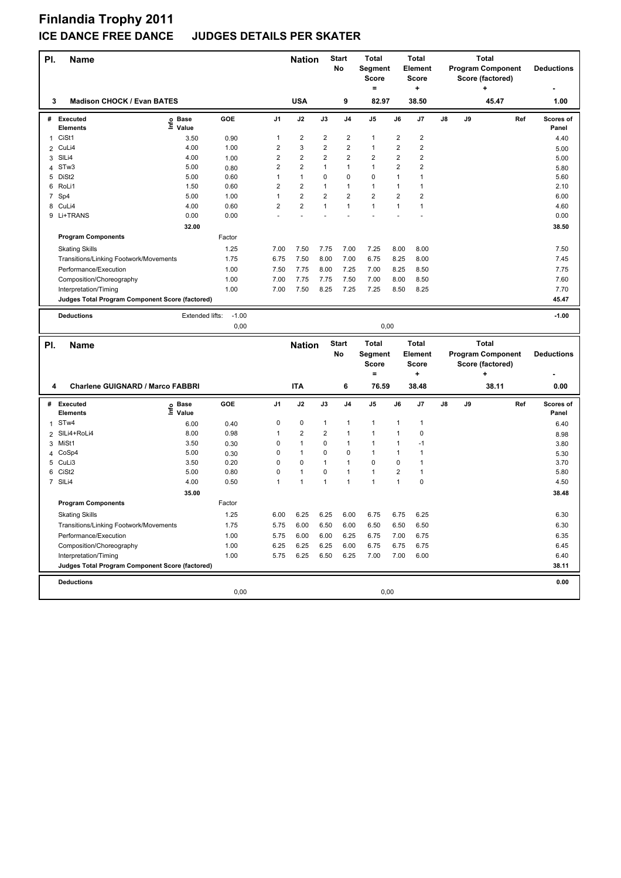# Finlandia Trophy 2011

## ICE DANCE FREE DANCE JUDGES DETAILS PER SKATER

| Pl. | Name | Nation | Start No | Total Segment Score = | Total Element Score + | Total Program Component Score (factored) + | Deductions - |
|---|---|---|---|---|---|---|---|
| 3 | Madison CHOCK / Evan BATES | USA | 9 | 82.97 | 38.50 | 45.47 | 1.00 |

| # | Executed Elements | Info | Base Value | GOE | J1 | J2 | J3 | J4 | J5 | J6 | J7 | J8 | J9 | Ref | Scores of Panel |
|---|---|---|---|---|---|---|---|---|---|---|---|---|---|---|---|
| 1 | CiSt1 | | 3.50 | 0.90 | 1 | 2 | 2 | 2 | 1 | 2 | 2 | | | | 4.40 |
| 2 | CuLi4 | | 4.00 | 1.00 | 2 | 3 | 2 | 2 | 1 | 2 | 2 | | | | 5.00 |
| 3 | SlLi4 | | 4.00 | 1.00 | 2 | 2 | 2 | 2 | 2 | 2 | 2 | | | | 5.00 |
| 4 | STw3 | | 5.00 | 0.80 | 2 | 2 | 1 | 1 | 1 | 2 | 2 | | | | 5.80 |
| 5 | DiSt2 | | 5.00 | 0.60 | 1 | 1 | 0 | 0 | 0 | 1 | 1 | | | | 5.60 |
| 6 | RoLi1 | | 1.50 | 0.60 | 2 | 2 | 1 | 1 | 1 | 1 | 1 | | | | 2.10 |
| 7 | Sp4 | | 5.00 | 1.00 | 1 | 2 | 2 | 2 | 2 | 2 | 2 | | | | 6.00 |
| 8 | CuLi4 | | 4.00 | 0.60 | 2 | 2 | 1 | 1 | 1 | 1 | 1 | | | | 4.60 |
| 9 | Li+TRANS | | 0.00 | 0.00 | - | - | - | - | - | - | - | | | | 0.00 |
| | | | 32.00 | | | | | | | | | | | | 38.50 |
| | **Program Components** | | | Factor | | | | | | | | | | | |
| | Skating Skills | | | 1.25 | 7.00 | 7.50 | 7.75 | 7.00 | 7.25 | 8.00 | 8.00 | | | | 7.50 |
| | Transitions/Linking Footwork/Movements | | | 1.75 | 6.75 | 7.50 | 8.00 | 7.00 | 6.75 | 8.25 | 8.00 | | | | 7.45 |
| | Performance/Execution | | | 1.00 | 7.50 | 7.75 | 8.00 | 7.25 | 7.00 | 8.25 | 8.50 | | | | 7.75 |
| | Composition/Choreography | | | 1.00 | 7.00 | 7.75 | 7.75 | 7.50 | 7.00 | 8.00 | 8.50 | | | | 7.60 |
| | Interpretation/Timing | | | 1.00 | 7.00 | 7.50 | 8.25 | 7.25 | 7.25 | 8.50 | 8.25 | | | | 7.70 |
| | **Judges Total Program Component Score (factored)** | | | | | | | | | | | | | | 45.47 |
| | **Deductions** | | Extended lifts: | -1.00 | | | | | | | | | | | -1.00 |
| | | | | 0,00 | | | | | 0,00 | | | | | | |

| Pl. | Name | Nation | Start No | Total Segment Score = | Total Element Score + | Total Program Component Score (factored) + | Deductions - |
|---|---|---|---|---|---|---|---|
| 4 | Charlene GUIGNARD / Marco FABBRI | ITA | 6 | 76.59 | 38.48 | 38.11 | 0.00 |

| # | Executed Elements | Info | Base Value | GOE | J1 | J2 | J3 | J4 | J5 | J6 | J7 | J8 | J9 | Ref | Scores of Panel |
|---|---|---|---|---|---|---|---|---|---|---|---|---|---|---|---|
| 1 | STw4 | | 6.00 | 0.40 | 0 | 0 | 1 | 1 | 1 | 1 | 1 | | | | 6.40 |
| 2 | SlLi4+RoLi4 | | 8.00 | 0.98 | 1 | 2 | 2 | 1 | 1 | 1 | 0 | | | | 8.98 |
| 3 | MiSt1 | | 3.50 | 0.30 | 0 | 1 | 0 | 1 | 1 | 1 | -1 | | | | 3.80 |
| 4 | CoSp4 | | 5.00 | 0.30 | 0 | 1 | 0 | 0 | 1 | 1 | 1 | | | | 5.30 |
| 5 | CuLi3 | | 3.50 | 0.20 | 0 | 0 | 1 | 1 | 0 | 0 | 1 | | | | 3.70 |
| 6 | CiSt2 | | 5.00 | 0.80 | 0 | 1 | 0 | 1 | 1 | 2 | 1 | | | | 5.80 |
| 7 | SlLi4 | | 4.00 | 0.50 | 1 | 1 | 1 | 1 | 1 | 1 | 0 | | | | 4.50 |
| | | | 35.00 | | | | | | | | | | | | 38.48 |
| | **Program Components** | | | Factor | | | | | | | | | | | |
| | Skating Skills | | | 1.25 | 6.00 | 6.25 | 6.25 | 6.00 | 6.75 | 6.75 | 6.25 | | | | 6.30 |
| | Transitions/Linking Footwork/Movements | | | 1.75 | 5.75 | 6.00 | 6.50 | 6.00 | 6.50 | 6.50 | 6.50 | | | | 6.30 |
| | Performance/Execution | | | 1.00 | 5.75 | 6.00 | 6.00 | 6.25 | 6.75 | 7.00 | 6.75 | | | | 6.35 |
| | Composition/Choreography | | | 1.00 | 6.25 | 6.25 | 6.25 | 6.00 | 6.75 | 6.75 | 6.75 | | | | 6.45 |
| | Interpretation/Timing | | | 1.00 | 5.75 | 6.25 | 6.50 | 6.25 | 7.00 | 7.00 | 6.00 | | | | 6.40 |
| | **Judges Total Program Component Score (factored)** | | | | | | | | | | | | | | 38.11 |
| | **Deductions** | | | | | | | | | | | | | | 0.00 |
| | | | | 0,00 | | | | | 0,00 | | | | | | |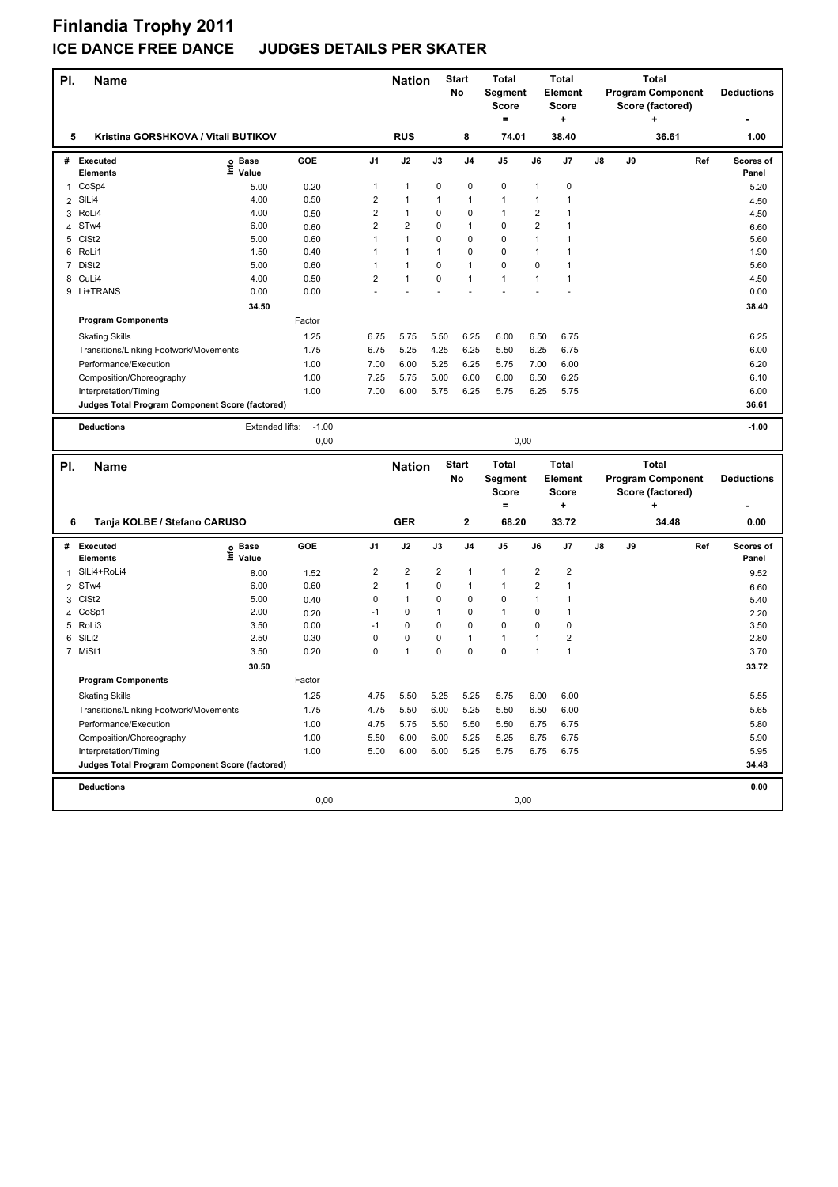# Finlandia Trophy 2011

## ICE DANCE FREE DANCE JUDGES DETAILS PER SKATER

| Pl. | Name | Nation | Start No | Total Segment Score = | Total Element Score + | Total Program Component Score (factored) + | Deductions - |
|---|---|---|---|---|---|---|---|
| 5 | Kristina GORSHKOVA / Vitali BUTIKOV | RUS | 8 | 74.01 | 38.40 | 36.61 | 1.00 |

| # | Executed Elements | Info | Base Value | GOE | J1 | J2 | J3 | J4 | J5 | J6 | J7 | J8 | J9 | Ref | Scores of Panel |
|---|---|---|---|---|---|---|---|---|---|---|---|---|---|---|---|
| 1 | CoSp4 | | 5.00 | 0.20 | 1 | 1 | 0 | 0 | 0 | 1 | 0 | | | | 5.20 |
| 2 | SlLi4 | | 4.00 | 0.50 | 2 | 1 | 1 | 1 | 1 | 1 | 1 | | | | 4.50 |
| 3 | RoLi4 | | 4.00 | 0.50 | 2 | 1 | 0 | 0 | 1 | 2 | 1 | | | | 4.50 |
| 4 | STw4 | | 6.00 | 0.60 | 2 | 2 | 0 | 1 | 0 | 2 | 1 | | | | 6.60 |
| 5 | CiSt2 | | 5.00 | 0.60 | 1 | 1 | 0 | 0 | 0 | 1 | 1 | | | | 5.60 |
| 6 | RoLi1 | | 1.50 | 0.40 | 1 | 1 | 1 | 0 | 0 | 1 | 1 | | | | 1.90 |
| 7 | DiSt2 | | 5.00 | 0.60 | 1 | 1 | 0 | 1 | 0 | 0 | 1 | | | | 5.60 |
| 8 | CuLi4 | | 4.00 | 0.50 | 2 | 1 | 0 | 1 | 1 | 1 | 1 | | | | 4.50 |
| 9 | Li+TRANS | | 0.00 | 0.00 | - | - | - | - | - | - | - | | | | 0.00 |
| | | | 34.50 | | | | | | | | | | | | 38.40 |

| Program Components | Factor | J1 | J2 | J3 | J4 | J5 | J6 | J7 | J8 | J9 | Scores of Panel |
|---|---|---|---|---|---|---|---|---|---|---|---|
| Skating Skills | 1.25 | 6.75 | 5.75 | 5.50 | 6.25 | 6.00 | 6.50 | 6.75 | | | 6.25 |
| Transitions/Linking Footwork/Movements | 1.75 | 6.75 | 5.25 | 4.25 | 6.25 | 5.50 | 6.25 | 6.75 | | | 6.00 |
| Performance/Execution | 1.00 | 7.00 | 6.00 | 5.25 | 6.25 | 5.75 | 7.00 | 6.00 | | | 6.20 |
| Composition/Choreography | 1.00 | 7.25 | 5.75 | 5.00 | 6.00 | 6.00 | 6.50 | 6.25 | | | 6.10 |
| Interpretation/Timing | 1.00 | 7.00 | 6.00 | 5.75 | 6.25 | 5.75 | 6.25 | 5.75 | | | 6.00 |
| Judges Total Program Component Score (factored) | | | | | | | | | | | 36.61 |

| Deductions | Extended lifts: | -1.00 | | -1.00 |
|---|---|---|---|---|
| | | 0,00 | 0,00 | |

| Pl. | Name | Nation | Start No | Total Segment Score = | Total Element Score + | Total Program Component Score (factored) + | Deductions - |
|---|---|---|---|---|---|---|---|
| 6 | Tanja KOLBE / Stefano CARUSO | GER | 2 | 68.20 | 33.72 | 34.48 | 0.00 |

| # | Executed Elements | Info | Base Value | GOE | J1 | J2 | J3 | J4 | J5 | J6 | J7 | J8 | J9 | Ref | Scores of Panel |
|---|---|---|---|---|---|---|---|---|---|---|---|---|---|---|---|
| 1 | SlLi4+RoLi4 | | 8.00 | 1.52 | 2 | 2 | 2 | 1 | 1 | 2 | 2 | | | | 9.52 |
| 2 | STw4 | | 6.00 | 0.60 | 2 | 1 | 0 | 1 | 1 | 2 | 1 | | | | 6.60 |
| 3 | CiSt2 | | 5.00 | 0.40 | 0 | 1 | 0 | 0 | 0 | 1 | 1 | | | | 5.40 |
| 4 | CoSp1 | | 2.00 | 0.20 | -1 | 0 | 1 | 0 | 1 | 0 | 1 | | | | 2.20 |
| 5 | RoLi3 | | 3.50 | 0.00 | -1 | 0 | 0 | 0 | 0 | 0 | 0 | | | | 3.50 |
| 6 | SlLi2 | | 2.50 | 0.30 | 0 | 0 | 0 | 1 | 1 | 1 | 2 | | | | 2.80 |
| 7 | MiSt1 | | 3.50 | 0.20 | 0 | 1 | 0 | 0 | 0 | 1 | 1 | | | | 3.70 |
| | | | 30.50 | | | | | | | | | | | | 33.72 |

| Program Components | Factor | J1 | J2 | J3 | J4 | J5 | J6 | J7 | J8 | J9 | Scores of Panel |
|---|---|---|---|---|---|---|---|---|---|---|---|
| Skating Skills | 1.25 | 4.75 | 5.50 | 5.25 | 5.25 | 5.75 | 6.00 | 6.00 | | | 5.55 |
| Transitions/Linking Footwork/Movements | 1.75 | 4.75 | 5.50 | 6.00 | 5.25 | 5.50 | 6.50 | 6.00 | | | 5.65 |
| Performance/Execution | 1.00 | 4.75 | 5.75 | 5.50 | 5.50 | 5.50 | 6.75 | 6.75 | | | 5.80 |
| Composition/Choreography | 1.00 | 5.50 | 6.00 | 6.00 | 5.25 | 5.25 | 6.75 | 6.75 | | | 5.90 |
| Interpretation/Timing | 1.00 | 5.00 | 6.00 | 6.00 | 5.25 | 5.75 | 6.75 | 6.75 | | | 5.95 |
| Judges Total Program Component Score (factored) | | | | | | | | | | | 34.48 |

| Deductions | | | 0.00 |
|---|---|---|---|
| | 0,00 | 0,00 | |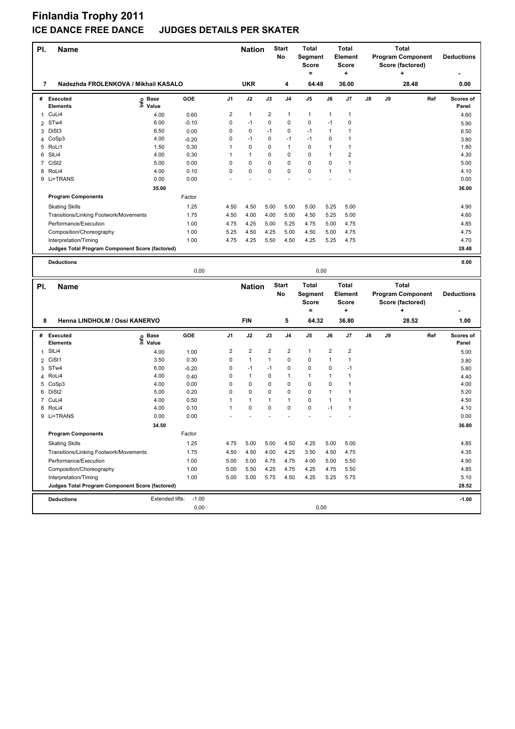# Finlandia Trophy 2011

## ICE DANCE FREE DANCE JUDGES DETAILS PER SKATER

| Pl. | Name | Nation | Start No | Total Segment Score = | Total Element Score + | Total Program Component Score (factored) + | Deductions - |
|---|---|---|---|---|---|---|---|
| 7 | Nadezhda FROLENKOVA / Mikhail KASALO | UKR | 4 | 64.48 | 36.00 | 28.48 | 0.00 |

| # | Executed Elements | Info | Base Value | GOE | J1 | J2 | J3 | J4 | J5 | J6 | J7 | J8 | J9 | Ref | Scores of Panel |
|---|---|---|---|---|---|---|---|---|---|---|---|---|---|---|---|
| 1 | CuLi4 | | 4.00 | 0.60 | 2 | 1 | 2 | 1 | 1 | 1 | 1 | | | | 4.60 |
| 2 | STw4 | | 6.00 | -0.10 | 0 | -1 | 0 | 0 | 0 | -1 | 0 | | | | 5.90 |
| 3 | DiSt3 | | 6.50 | 0.00 | 0 | 0 | -1 | 0 | -1 | 1 | 1 | | | | 6.50 |
| 4 | CoSp3 | | 4.00 | -0.20 | 0 | -1 | 0 | -1 | -1 | 0 | 1 | | | | 3.80 |
| 5 | RoLi1 | | 1.50 | 0.30 | 1 | 0 | 0 | 1 | 0 | 1 | 1 | | | | 1.80 |
| 6 | SlLi4 | | 4.00 | 0.30 | 1 | 1 | 0 | 0 | 0 | 1 | 2 | | | | 4.30 |
| 7 | CiSt2 | | 5.00 | 0.00 | 0 | 0 | 0 | 0 | 0 | 0 | 1 | | | | 5.00 |
| 8 | RoLi4 | | 4.00 | 0.10 | 0 | 0 | 0 | 0 | 0 | 1 | 1 | | | | 4.10 |
| 9 | Li+TRANS | | 0.00 | 0.00 | - | - | - | - | - | - | - | | | | 0.00 |
| | | | 35.00 | | | | | | | | | | | | 36.00 |

| Program Components | Factor | J1 | J2 | J3 | J4 | J5 | J6 | J7 | J8 | J9 | Scores of Panel |
|---|---|---|---|---|---|---|---|---|---|---|---|
| Skating Skills | 1.25 | 4.50 | 4.50 | 5.00 | 5.00 | 5.00 | 5.25 | 5.00 | | | 4.90 |
| Transitions/Linking Footwork/Movements | 1.75 | 4.50 | 4.00 | 4.00 | 5.00 | 4.50 | 5.25 | 5.00 | | | 4.60 |
| Performance/Execution | 1.00 | 4.75 | 4.25 | 5.00 | 5.25 | 4.75 | 5.00 | 4.75 | | | 4.85 |
| Composition/Choreography | 1.00 | 5.25 | 4.50 | 4.25 | 5.00 | 4.50 | 5.00 | 4.75 | | | 4.75 |
| Interpretation/Timing | 1.00 | 4.75 | 4.25 | 5.50 | 4.50 | 4.25 | 5.25 | 4.75 | | | 4.70 |
| Judges Total Program Component Score (factored) | | | | | | | | | | | 28.48 |

**Deductions** 0.00

0,00 0,00

| Pl. | Name | Nation | Start No | Total Segment Score = | Total Element Score + | Total Program Component Score (factored) + | Deductions - |
|---|---|---|---|---|---|---|---|
| 8 | Henna LINDHOLM / Ossi KANERVO | FIN | 5 | 64.32 | 36.80 | 28.52 | 1.00 |

| # | Executed Elements | Info | Base Value | GOE | J1 | J2 | J3 | J4 | J5 | J6 | J7 | J8 | J9 | Ref | Scores of Panel |
|---|---|---|---|---|---|---|---|---|---|---|---|---|---|---|---|
| 1 | SlLi4 | | 4.00 | 1.00 | 2 | 2 | 2 | 2 | 1 | 2 | 2 | | | | 5.00 |
| 2 | CiSt1 | | 3.50 | 0.30 | 0 | 1 | 1 | 0 | 0 | 1 | 1 | | | | 3.80 |
| 3 | STw4 | | 6.00 | -0.20 | 0 | -1 | -1 | 0 | 0 | 0 | -1 | | | | 5.80 |
| 4 | RoLi4 | | 4.00 | 0.40 | 0 | 1 | 0 | 1 | 1 | 1 | 1 | | | | 4.40 |
| 5 | CoSp3 | | 4.00 | 0.00 | 0 | 0 | 0 | 0 | 0 | 0 | 1 | | | | 4.00 |
| 6 | DiSt2 | | 5.00 | 0.20 | 0 | 0 | 0 | 0 | 0 | 1 | 1 | | | | 5.20 |
| 7 | CuLi4 | | 4.00 | 0.50 | 1 | 1 | 1 | 1 | 0 | 1 | 1 | | | | 4.50 |
| 8 | RoLi4 | | 4.00 | 0.10 | 1 | 0 | 0 | 0 | 0 | -1 | 1 | | | | 4.10 |
| 9 | Li+TRANS | | 0.00 | 0.00 | - | - | - | - | - | - | - | | | | 0.00 |
| | | | 34.50 | | | | | | | | | | | | 36.80 |

| Program Components | Factor | J1 | J2 | J3 | J4 | J5 | J6 | J7 | J8 | J9 | Scores of Panel |
|---|---|---|---|---|---|---|---|---|---|---|---|
| Skating Skills | 1.25 | 4.75 | 5.00 | 5.00 | 4.50 | 4.25 | 5.00 | 5.00 | | | 4.85 |
| Transitions/Linking Footwork/Movements | 1.75 | 4.50 | 4.50 | 4.00 | 4.25 | 3.50 | 4.50 | 4.75 | | | 4.35 |
| Performance/Execution | 1.00 | 5.00 | 5.00 | 4.75 | 4.75 | 4.00 | 5.00 | 5.50 | | | 4.90 |
| Composition/Choreography | 1.00 | 5.00 | 5.50 | 4.25 | 4.75 | 4.25 | 4.75 | 5.50 | | | 4.85 |
| Interpretation/Timing | 1.00 | 5.00 | 5.00 | 5.75 | 4.50 | 4.25 | 5.25 | 5.75 | | | 5.10 |
| Judges Total Program Component Score (factored) | | | | | | | | | | | 28.52 |

**Deductions** Extended lifts: -1.00 — -1.00

0,00 0,00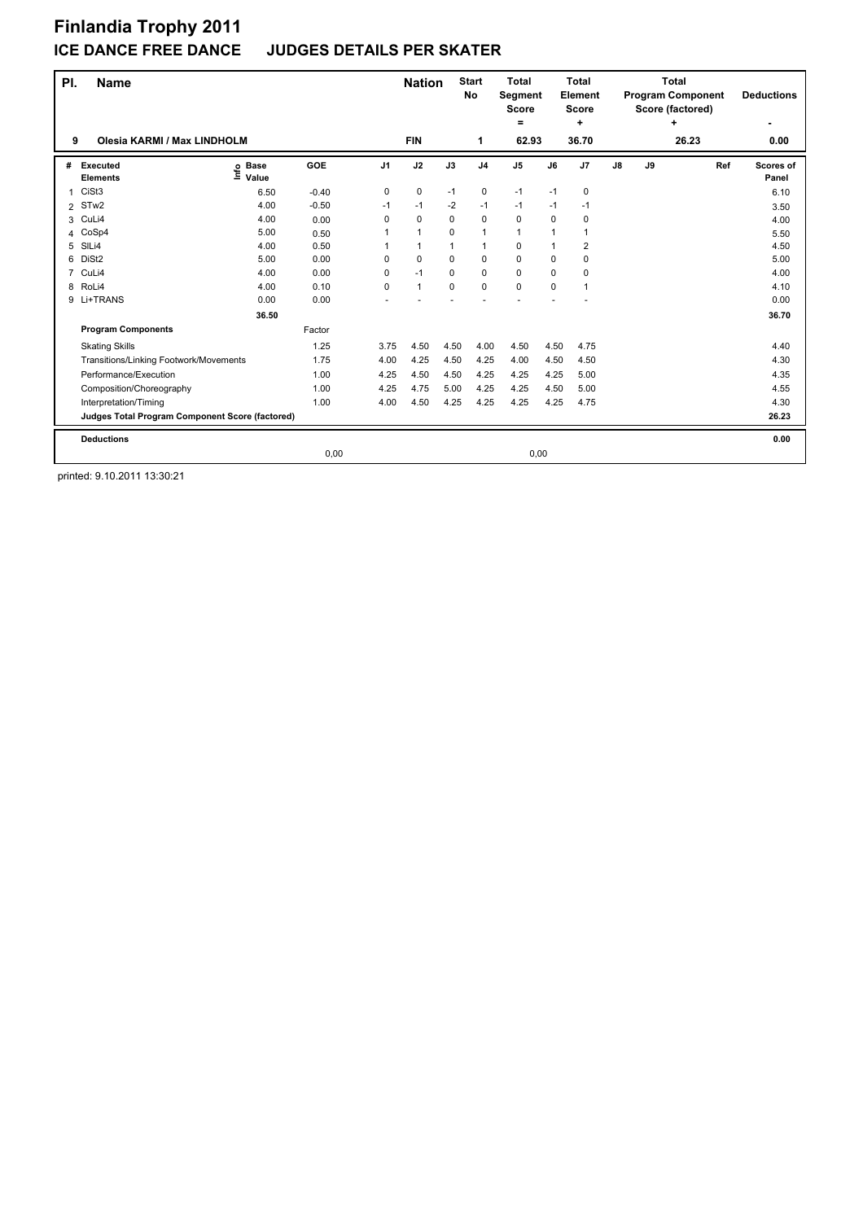# Finlandia Trophy 2011

## ICE DANCE FREE DANCE JUDGES DETAILS PER SKATER

| Pl. | Name | Nation | Start No | Total Segment Score = | Total Element Score + | Total Program Component Score (factored) + | Deductions - |
|---|---|---|---|---|---|---|---|
| 9 | Olesia KARMI / Max LINDHOLM | FIN | 1 | 62.93 | 36.70 | 26.23 | 0.00 |

| # | Executed Elements | Info | Base Value | GOE | J1 | J2 | J3 | J4 | J5 | J6 | J7 | J8 | J9 | Ref | Scores of Panel |
|---|---|---|---|---|---|---|---|---|---|---|---|---|---|---|---|
| 1 | CiSt3 | | 6.50 | -0.40 | 0 | 0 | -1 | 0 | -1 | -1 | 0 | | | | 6.10 |
| 2 | STw2 | | 4.00 | -0.50 | -1 | -1 | -2 | -1 | -1 | -1 | -1 | | | | 3.50 |
| 3 | CuLi4 | | 4.00 | 0.00 | 0 | 0 | 0 | 0 | 0 | 0 | 0 | | | | 4.00 |
| 4 | CoSp4 | | 5.00 | 0.50 | 1 | 1 | 0 | 1 | 1 | 1 | 1 | | | | 5.50 |
| 5 | SlLi4 | | 4.00 | 0.50 | 1 | 1 | 1 | 1 | 0 | 1 | 2 | | | | 4.50 |
| 6 | DiSt2 | | 5.00 | 0.00 | 0 | 0 | 0 | 0 | 0 | 0 | 0 | | | | 5.00 |
| 7 | CuLi4 | | 4.00 | 0.00 | 0 | -1 | 0 | 0 | 0 | 0 | 0 | | | | 4.00 |
| 8 | RoLi4 | | 4.00 | 0.10 | 0 | 1 | 0 | 0 | 0 | 0 | 1 | | | | 4.10 |
| 9 | Li+TRANS | | 0.00 | 0.00 | - | - | - | - | - | - | - | | | | 0.00 |
| | | | 36.50 | | | | | | | | | | | | 36.70 |
| | **Program Components** | | | Factor | | | | | | | | | | | |
| | Skating Skills | | | 1.25 | 3.75 | 4.50 | 4.50 | 4.00 | 4.50 | 4.50 | 4.75 | | | | 4.40 |
| | Transitions/Linking Footwork/Movements | | | 1.75 | 4.00 | 4.25 | 4.50 | 4.25 | 4.00 | 4.50 | 4.50 | | | | 4.30 |
| | Performance/Execution | | | 1.00 | 4.25 | 4.50 | 4.50 | 4.25 | 4.25 | 4.25 | 5.00 | | | | 4.35 |
| | Composition/Choreography | | | 1.00 | 4.25 | 4.75 | 5.00 | 4.25 | 4.25 | 4.50 | 5.00 | | | | 4.55 |
| | Interpretation/Timing | | | 1.00 | 4.00 | 4.50 | 4.25 | 4.25 | 4.25 | 4.25 | 4.75 | | | | 4.30 |
| | **Judges Total Program Component Score (factored)** | | | | | | | | | | | | | | 26.23 |
| | **Deductions** | | | | | | | | | | | | | | 0.00 |
| | | | | 0,00 | | | | | 0,00 | | | | | | |

printed: 9.10.2011 13:30:21